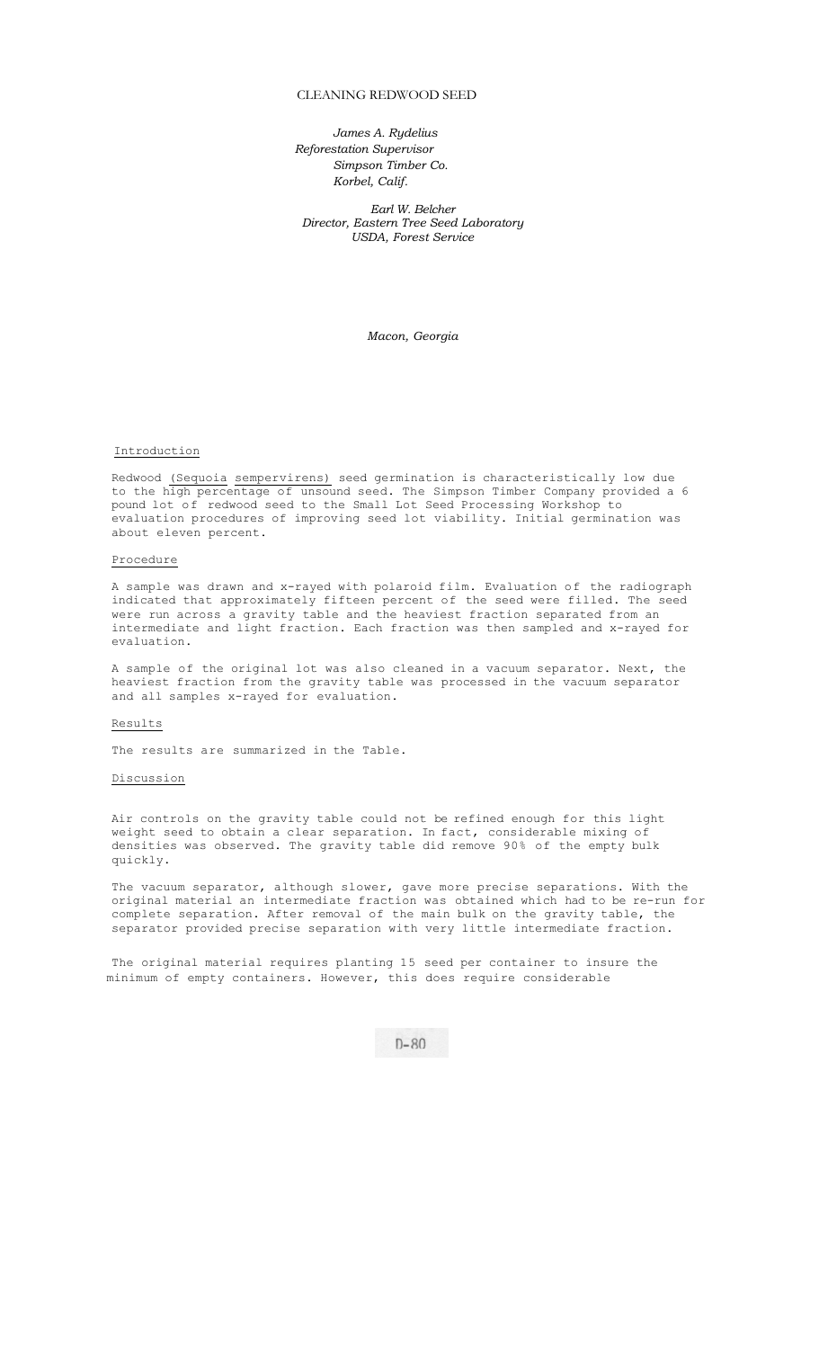# CLEANING REDWOOD SEED

*James A. Rydelius*
*Reforestation Supervisor*
*Simpson Timber Co.*
*Korbel, Calif.*

*Earl W. Belcher*
*Director, Eastern Tree Seed Laboratory*
*USDA, Forest Service*

*Macon, Georgia*

## Introduction

Redwood (Sequoia sempervirens) seed germination is characteristically low due to the high percentage of unsound seed. The Simpson Timber Company provided a 6 pound lot of redwood seed to the Small Lot Seed Processing Workshop to evaluation procedures of improving seed lot viability. Initial germination was about eleven percent.

## Procedure

A sample was drawn and x-rayed with polaroid film. Evaluation of the radiograph indicated that approximately fifteen percent of the seed were filled. The seed were run across a gravity table and the heaviest fraction separated from an intermediate and light fraction. Each fraction was then sampled and x-rayed for evaluation.

A sample of the original lot was also cleaned in a vacuum separator. Next, the heaviest fraction from the gravity table was processed in the vacuum separator and all samples x-rayed for evaluation.

## Results

The results are summarized in the Table.

## Discussion

Air controls on the gravity table could not be refined enough for this light weight seed to obtain a clear separation. In fact, considerable mixing of densities was observed. The gravity table did remove 90% of the empty bulk quickly.

The vacuum separator, although slower, gave more precise separations. With the original material an intermediate fraction was obtained which had to be re-run for complete separation. After removal of the main bulk on the gravity table, the separator provided precise separation with very little intermediate fraction.

The original material requires planting 15 seed per container to insure the minimum of empty containers. However, this does require considerable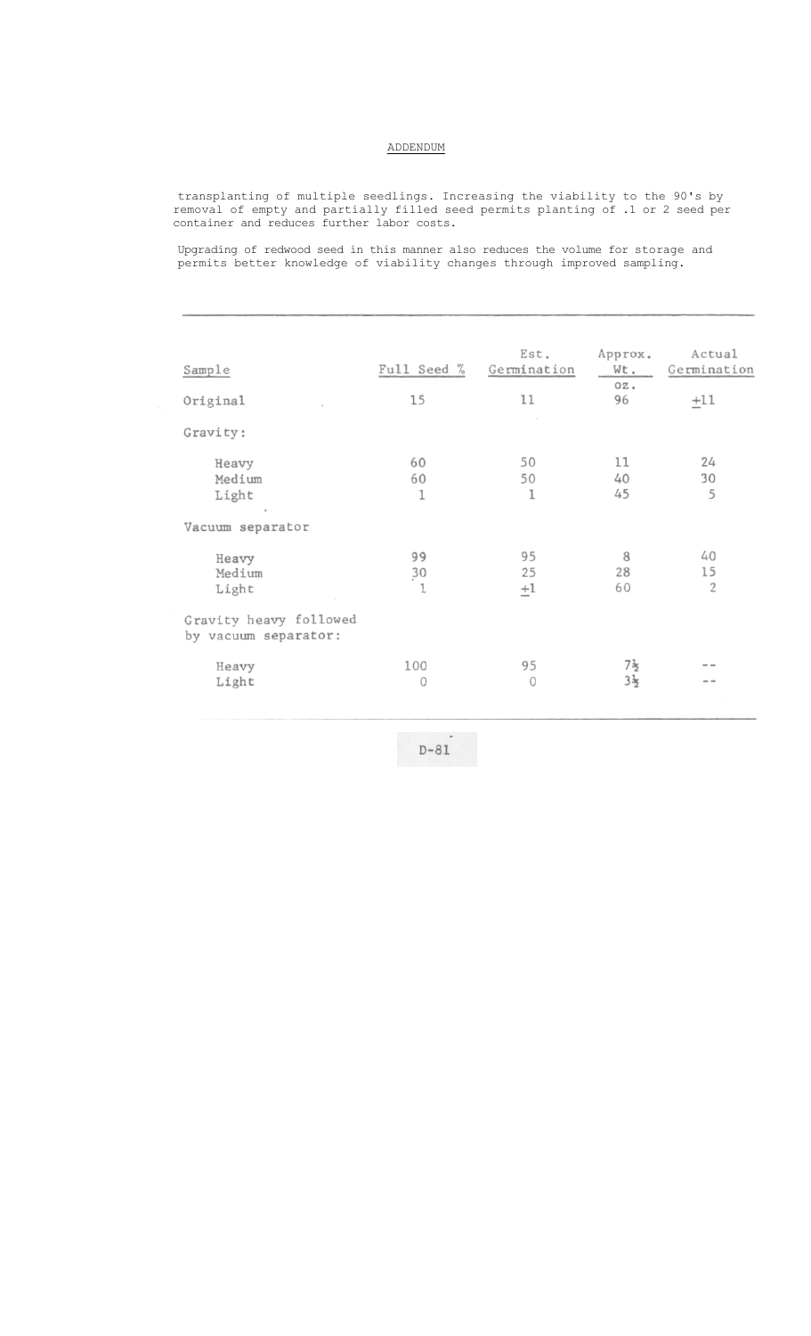## ADDENDUM

transplanting of multiple seedlings. Increasing the viability to the 90's by removal of empty and partially filled seed permits planting of .1 or 2 seed per container and reduces further labor costs.

Upgrading of redwood seed in this manner also reduces the volume for storage and permits better knowledge of viability changes through improved sampling.

| Sample | Full Seed % | Est. Germination | Approx. Wt. oz. | Actual Germination |
|---|---|---|---|---|
| Original | 15 | 11 | 96 | ±11 |
| Gravity: | | | | |
| Heavy | 60 | 50 | 11 | 24 |
| Medium | 60 | 50 | 40 | 30 |
| Light | 1 | 1 | 45 | 5 |
| Vacuum separator | | | | |
| Heavy | 99 | 95 | 8 | 40 |
| Medium | 30 | 25 | 28 | 15 |
| Light | 1 | ±1 | 60 | 2 |
| Gravity heavy followed by vacuum separator: | | | | |
| Heavy | 100 | 95 | 7½ | -- |
| Light | 0 | 0 | 3½ | -- |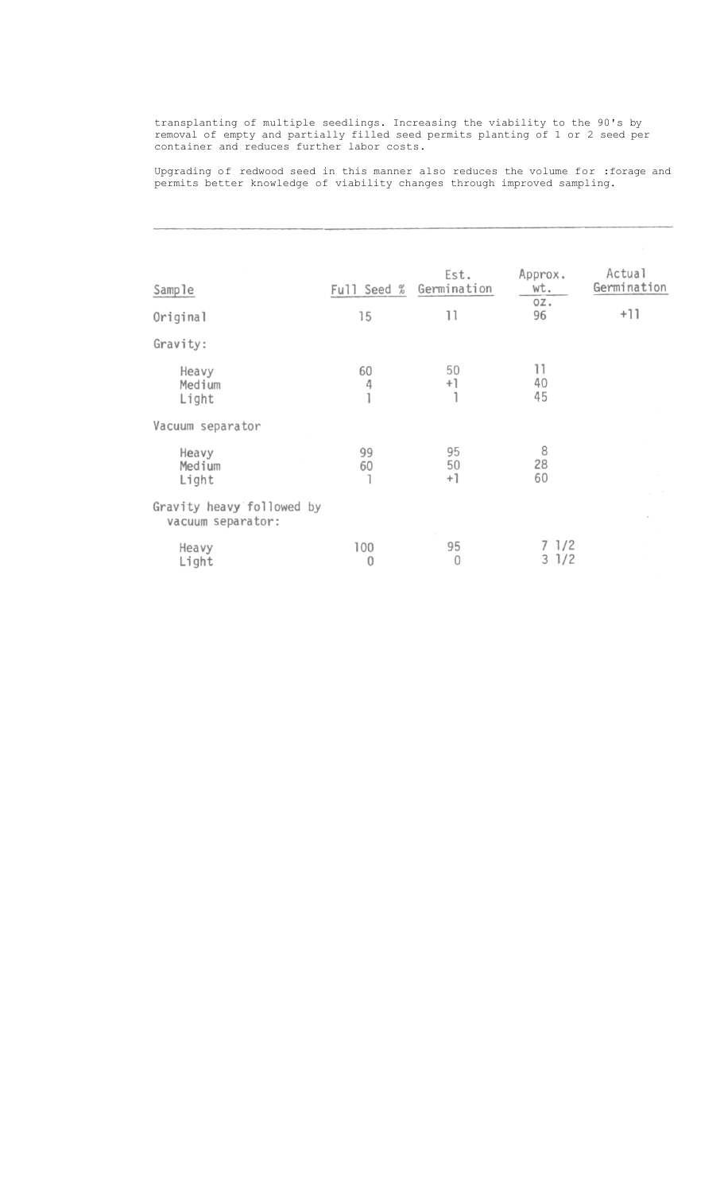transplanting of multiple seedlings. Increasing the viability to the 90's by removal of empty and partially filled seed permits planting of 1 or 2 seed per container and reduces further labor costs.

Upgrading of redwood seed in this manner also reduces the volume for :forage and permits better knowledge of viability changes through improved sampling.

---

| Sample | Full Seed % | Est. Germination | Approx. wt. oz. | Actual Germination |
|---|---|---|---|---|
| Original | 15 | 11 | 96 | +11 |
| Gravity: | | | | |
| Heavy | 60 | 50 | 11 | |
| Medium | 4 | +1 | 40 | |
| Light | 1 | 1 | 45 | |
| Vacuum separator | | | | |
| Heavy | 99 | 95 | 8 | |
| Medium | 60 | 50 | 28 | |
| Light | 1 | +1 | 60 | |
| Gravity heavy followed by vacuum separator: | | | | |
| Heavy | 100 | 95 | 7 1/2 | |
| Light | 0 | 0 | 3 1/2 | |